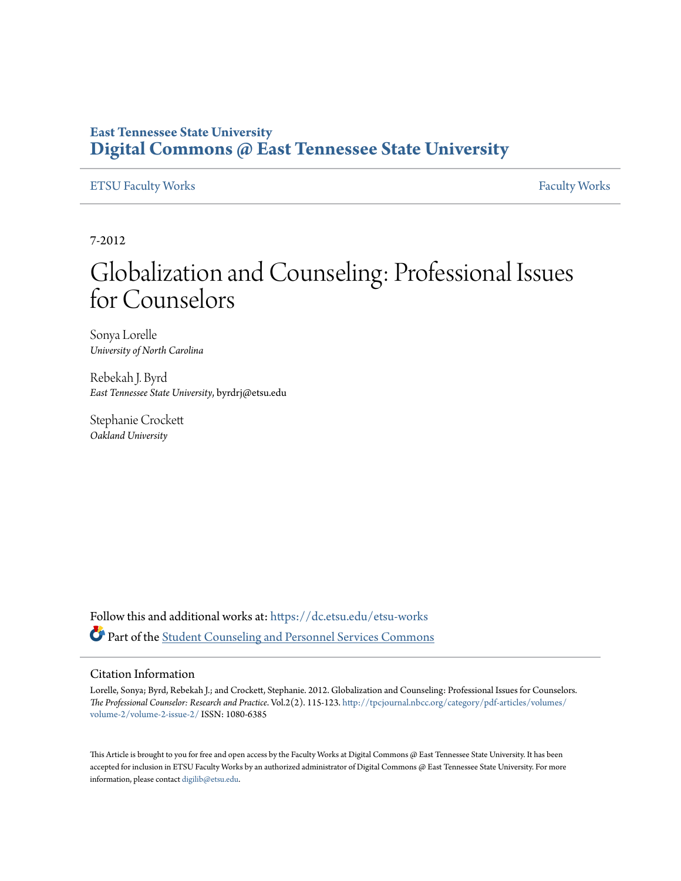East Tennessee State University

**Digital Commons @ East Tennessee State University**

ETSU Faculty Works | Faculty Works

7-2012

# Globalization and Counseling: Professional Issues for Counselors

Sonya Lorelle
*University of North Carolina*

Rebekah J. Byrd
*East Tennessee State University*, byrdrj@etsu.edu

Stephanie Crockett
*Oakland University*

Follow this and additional works at: https://dc.etsu.edu/etsu-works

Part of the Student Counseling and Personnel Services Commons

## Citation Information

Lorelle, Sonya; Byrd, Rebekah J.; and Crockett, Stephanie. 2012. Globalization and Counseling: Professional Issues for Counselors. *The Professional Counselor: Research and Practice*. Vol.2(2). 115-123. http://tpcjournal.nbcc.org/category/pdf-articles/volumes/volume-2/volume-2-issue-2/ ISSN: 1080-6385

This Article is brought to you for free and open access by the Faculty Works at Digital Commons @ East Tennessee State University. It has been accepted for inclusion in ETSU Faculty Works by an authorized administrator of Digital Commons @ East Tennessee State University. For more information, please contact digilib@etsu.edu.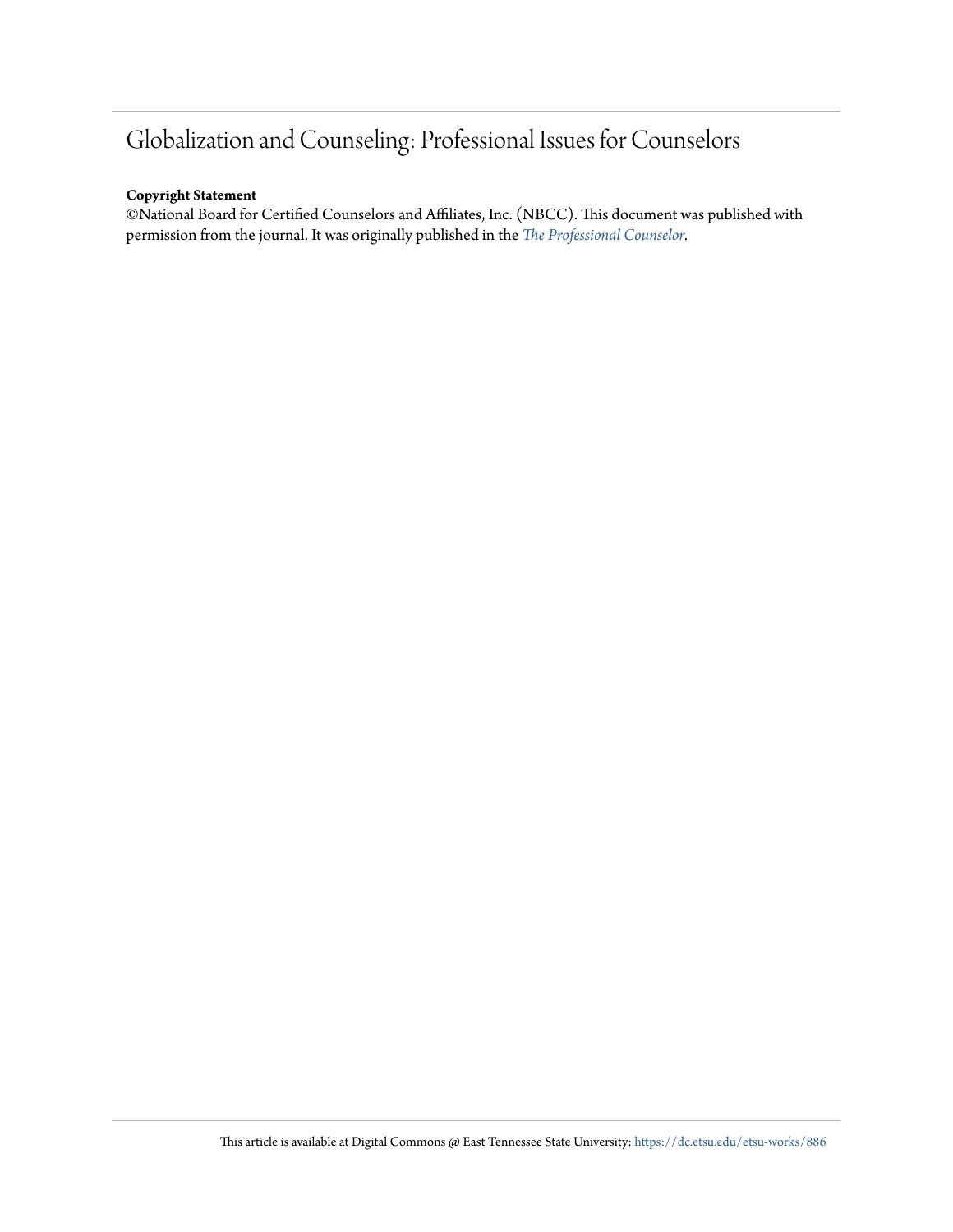# Globalization and Counseling: Professional Issues for Counselors

**Copyright Statement**

©National Board for Certified Counselors and Affiliates, Inc. (NBCC). This document was published with permission from the journal. It was originally published in the *The Professional Counselor*.

This article is available at Digital Commons @ East Tennessee State University: https://dc.etsu.edu/etsu-works/886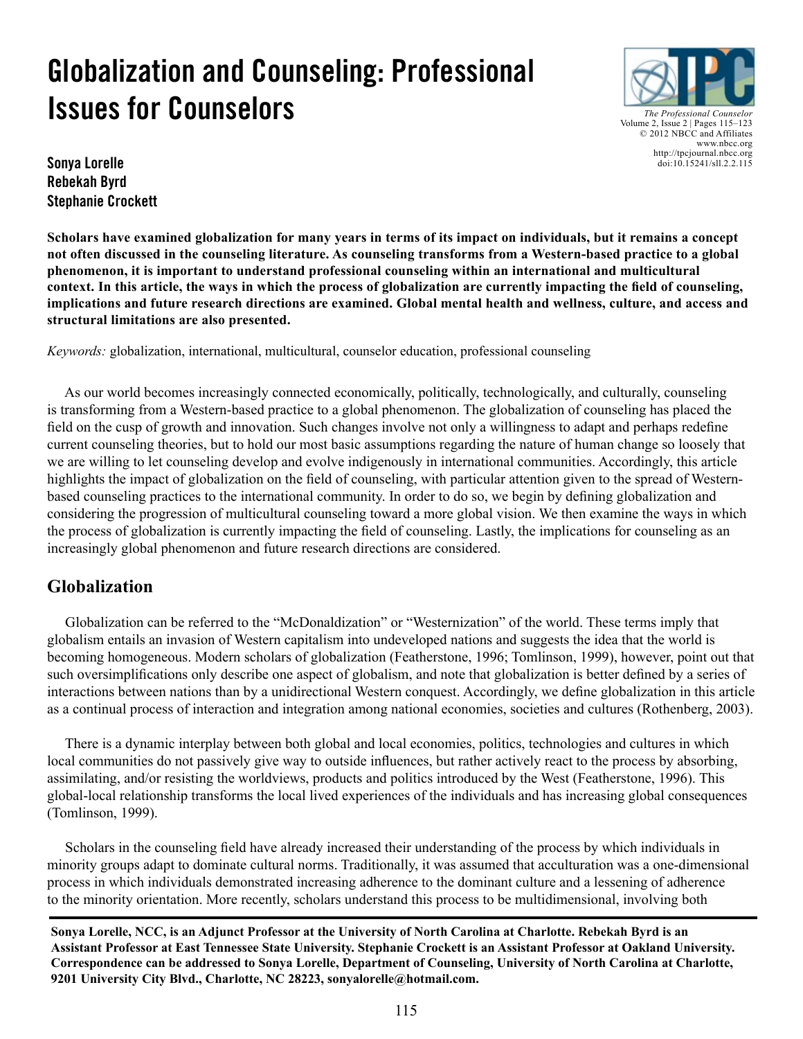# Globalization and Counseling: Professional Issues for Counselors

**Sonya Lorelle**
**Rebekah Byrd**
**Stephanie Crockett**

**Scholars have examined globalization for many years in terms of its impact on individuals, but it remains a concept not often discussed in the counseling literature. As counseling transforms from a Western-based practice to a global phenomenon, it is important to understand professional counseling within an international and multicultural context. In this article, the ways in which the process of globalization are currently impacting the field of counseling, implications and future research directions are examined. Global mental health and wellness, culture, and access and structural limitations are also presented.**

*Keywords:* globalization, international, multicultural, counselor education, professional counseling

As our world becomes increasingly connected economically, politically, technologically, and culturally, counseling is transforming from a Western-based practice to a global phenomenon. The globalization of counseling has placed the field on the cusp of growth and innovation. Such changes involve not only a willingness to adapt and perhaps redefine current counseling theories, but to hold our most basic assumptions regarding the nature of human change so loosely that we are willing to let counseling develop and evolve indigenously in international communities. Accordingly, this article highlights the impact of globalization on the field of counseling, with particular attention given to the spread of Western-based counseling practices to the international community. In order to do so, we begin by defining globalization and considering the progression of multicultural counseling toward a more global vision. We then examine the ways in which the process of globalization is currently impacting the field of counseling. Lastly, the implications for counseling as an increasingly global phenomenon and future research directions are considered.

## Globalization

Globalization can be referred to the "McDonaldization" or "Westernization" of the world. These terms imply that globalism entails an invasion of Western capitalism into undeveloped nations and suggests the idea that the world is becoming homogeneous. Modern scholars of globalization (Featherstone, 1996; Tomlinson, 1999), however, point out that such oversimplifications only describe one aspect of globalism, and note that globalization is better defined by a series of interactions between nations than by a unidirectional Western conquest. Accordingly, we define globalization in this article as a continual process of interaction and integration among national economies, societies and cultures (Rothenberg, 2003).

There is a dynamic interplay between both global and local economies, politics, technologies and cultures in which local communities do not passively give way to outside influences, but rather actively react to the process by absorbing, assimilating, and/or resisting the worldviews, products and politics introduced by the West (Featherstone, 1996). This global-local relationship transforms the local lived experiences of the individuals and has increasing global consequences (Tomlinson, 1999).

Scholars in the counseling field have already increased their understanding of the process by which individuals in minority groups adapt to dominate cultural norms. Traditionally, it was assumed that acculturation was a one-dimensional process in which individuals demonstrated increasing adherence to the dominant culture and a lessening of adherence to the minority orientation. More recently, scholars understand this process to be multidimensional, involving both

**Sonya Lorelle, NCC, is an Adjunct Professor at the University of North Carolina at Charlotte. Rebekah Byrd is an Assistant Professor at East Tennessee State University. Stephanie Crockett is an Assistant Professor at Oakland University. Correspondence can be addressed to Sonya Lorelle, Department of Counseling, University of North Carolina at Charlotte, 9201 University City Blvd., Charlotte, NC 28223, sonyalorelle@hotmail.com.**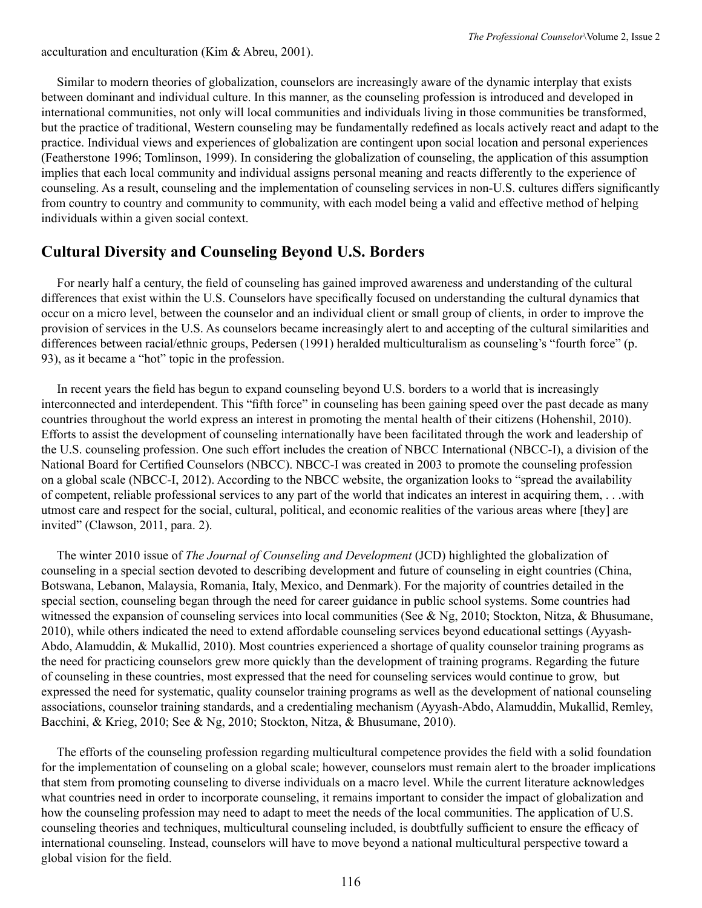acculturation and enculturation (Kim & Abreu, 2001).

Similar to modern theories of globalization, counselors are increasingly aware of the dynamic interplay that exists between dominant and individual culture. In this manner, as the counseling profession is introduced and developed in international communities, not only will local communities and individuals living in those communities be transformed, but the practice of traditional, Western counseling may be fundamentally redefined as locals actively react and adapt to the practice. Individual views and experiences of globalization are contingent upon social location and personal experiences (Featherstone 1996; Tomlinson, 1999). In considering the globalization of counseling, the application of this assumption implies that each local community and individual assigns personal meaning and reacts differently to the experience of counseling. As a result, counseling and the implementation of counseling services in non-U.S. cultures differs significantly from country to country and community to community, with each model being a valid and effective method of helping individuals within a given social context.

## Cultural Diversity and Counseling Beyond U.S. Borders

For nearly half a century, the field of counseling has gained improved awareness and understanding of the cultural differences that exist within the U.S. Counselors have specifically focused on understanding the cultural dynamics that occur on a micro level, between the counselor and an individual client or small group of clients, in order to improve the provision of services in the U.S. As counselors became increasingly alert to and accepting of the cultural similarities and differences between racial/ethnic groups, Pedersen (1991) heralded multiculturalism as counseling's "fourth force" (p. 93), as it became a "hot" topic in the profession.

In recent years the field has begun to expand counseling beyond U.S. borders to a world that is increasingly interconnected and interdependent. This "fifth force" in counseling has been gaining speed over the past decade as many countries throughout the world express an interest in promoting the mental health of their citizens (Hohenshil, 2010). Efforts to assist the development of counseling internationally have been facilitated through the work and leadership of the U.S. counseling profession. One such effort includes the creation of NBCC International (NBCC-I), a division of the National Board for Certified Counselors (NBCC). NBCC-I was created in 2003 to promote the counseling profession on a global scale (NBCC-I, 2012). According to the NBCC website, the organization looks to "spread the availability of competent, reliable professional services to any part of the world that indicates an interest in acquiring them, . . .with utmost care and respect for the social, cultural, political, and economic realities of the various areas where [they] are invited" (Clawson, 2011, para. 2).

The winter 2010 issue of *The Journal of Counseling and Development* (JCD) highlighted the globalization of counseling in a special section devoted to describing development and future of counseling in eight countries (China, Botswana, Lebanon, Malaysia, Romania, Italy, Mexico, and Denmark). For the majority of countries detailed in the special section, counseling began through the need for career guidance in public school systems. Some countries had witnessed the expansion of counseling services into local communities (See & Ng, 2010; Stockton, Nitza, & Bhusumane, 2010), while others indicated the need to extend affordable counseling services beyond educational settings (Ayyash-Abdo, Alamuddin, & Mukallid, 2010). Most countries experienced a shortage of quality counselor training programs as the need for practicing counselors grew more quickly than the development of training programs. Regarding the future of counseling in these countries, most expressed that the need for counseling services would continue to grow, but expressed the need for systematic, quality counselor training programs as well as the development of national counseling associations, counselor training standards, and a credentialing mechanism (Ayyash-Abdo, Alamuddin, Mukallid, Remley, Bacchini, & Krieg, 2010; See & Ng, 2010; Stockton, Nitza, & Bhusumane, 2010).

The efforts of the counseling profession regarding multicultural competence provides the field with a solid foundation for the implementation of counseling on a global scale; however, counselors must remain alert to the broader implications that stem from promoting counseling to diverse individuals on a macro level. While the current literature acknowledges what countries need in order to incorporate counseling, it remains important to consider the impact of globalization and how the counseling profession may need to adapt to meet the needs of the local communities. The application of U.S. counseling theories and techniques, multicultural counseling included, is doubtfully sufficient to ensure the efficacy of international counseling. Instead, counselors will have to move beyond a national multicultural perspective toward a global vision for the field.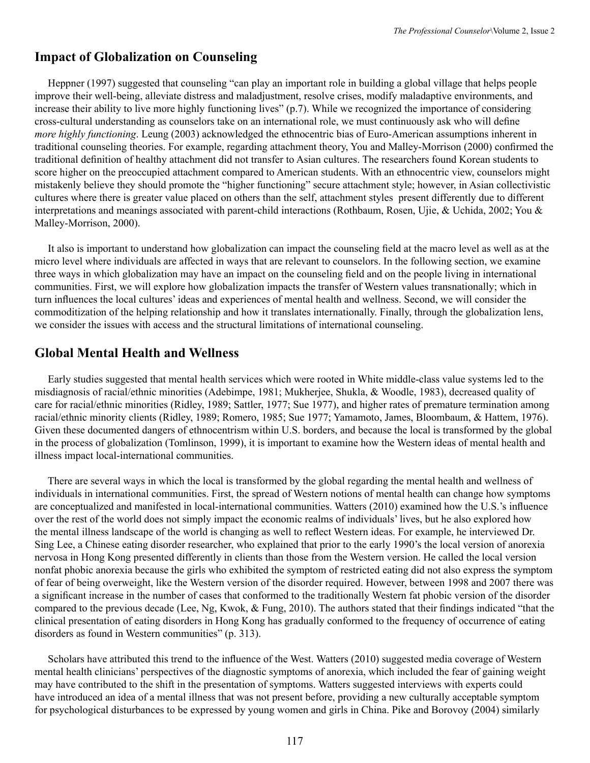## Impact of Globalization on Counseling

Heppner (1997) suggested that counseling "can play an important role in building a global village that helps people improve their well-being, alleviate distress and maladjustment, resolve crises, modify maladaptive environments, and increase their ability to live more highly functioning lives" (p.7). While we recognized the importance of considering cross-cultural understanding as counselors take on an international role, we must continuously ask who will define *more highly functioning*. Leung (2003) acknowledged the ethnocentric bias of Euro-American assumptions inherent in traditional counseling theories. For example, regarding attachment theory, You and Malley-Morrison (2000) confirmed the traditional definition of healthy attachment did not transfer to Asian cultures. The researchers found Korean students to score higher on the preoccupied attachment compared to American students. With an ethnocentric view, counselors might mistakenly believe they should promote the "higher functioning" secure attachment style; however, in Asian collectivistic cultures where there is greater value placed on others than the self, attachment styles present differently due to different interpretations and meanings associated with parent-child interactions (Rothbaum, Rosen, Ujie, & Uchida, 2002; You & Malley-Morrison, 2000).

It also is important to understand how globalization can impact the counseling field at the macro level as well as at the micro level where individuals are affected in ways that are relevant to counselors. In the following section, we examine three ways in which globalization may have an impact on the counseling field and on the people living in international communities. First, we will explore how globalization impacts the transfer of Western values transnationally; which in turn influences the local cultures' ideas and experiences of mental health and wellness. Second, we will consider the commoditization of the helping relationship and how it translates internationally. Finally, through the globalization lens, we consider the issues with access and the structural limitations of international counseling.

## Global Mental Health and Wellness

Early studies suggested that mental health services which were rooted in White middle-class value systems led to the misdiagnosis of racial/ethnic minorities (Adebimpe, 1981; Mukherjee, Shukla, & Woodle, 1983), decreased quality of care for racial/ethnic minorities (Ridley, 1989; Sattler, 1977; Sue 1977), and higher rates of premature termination among racial/ethnic minority clients (Ridley, 1989; Romero, 1985; Sue 1977; Yamamoto, James, Bloombaum, & Hattem, 1976). Given these documented dangers of ethnocentrism within U.S. borders, and because the local is transformed by the global in the process of globalization (Tomlinson, 1999), it is important to examine how the Western ideas of mental health and illness impact local-international communities.

There are several ways in which the local is transformed by the global regarding the mental health and wellness of individuals in international communities. First, the spread of Western notions of mental health can change how symptoms are conceptualized and manifested in local-international communities. Watters (2010) examined how the U.S.'s influence over the rest of the world does not simply impact the economic realms of individuals' lives, but he also explored how the mental illness landscape of the world is changing as well to reflect Western ideas. For example, he interviewed Dr. Sing Lee, a Chinese eating disorder researcher, who explained that prior to the early 1990's the local version of anorexia nervosa in Hong Kong presented differently in clients than those from the Western version. He called the local version nonfat phobic anorexia because the girls who exhibited the symptom of restricted eating did not also express the symptom of fear of being overweight, like the Western version of the disorder required. However, between 1998 and 2007 there was a significant increase in the number of cases that conformed to the traditionally Western fat phobic version of the disorder compared to the previous decade (Lee, Ng, Kwok, & Fung, 2010). The authors stated that their findings indicated "that the clinical presentation of eating disorders in Hong Kong has gradually conformed to the frequency of occurrence of eating disorders as found in Western communities" (p. 313).

Scholars have attributed this trend to the influence of the West. Watters (2010) suggested media coverage of Western mental health clinicians' perspectives of the diagnostic symptoms of anorexia, which included the fear of gaining weight may have contributed to the shift in the presentation of symptoms. Watters suggested interviews with experts could have introduced an idea of a mental illness that was not present before, providing a new culturally acceptable symptom for psychological disturbances to be expressed by young women and girls in China. Pike and Borovoy (2004) similarly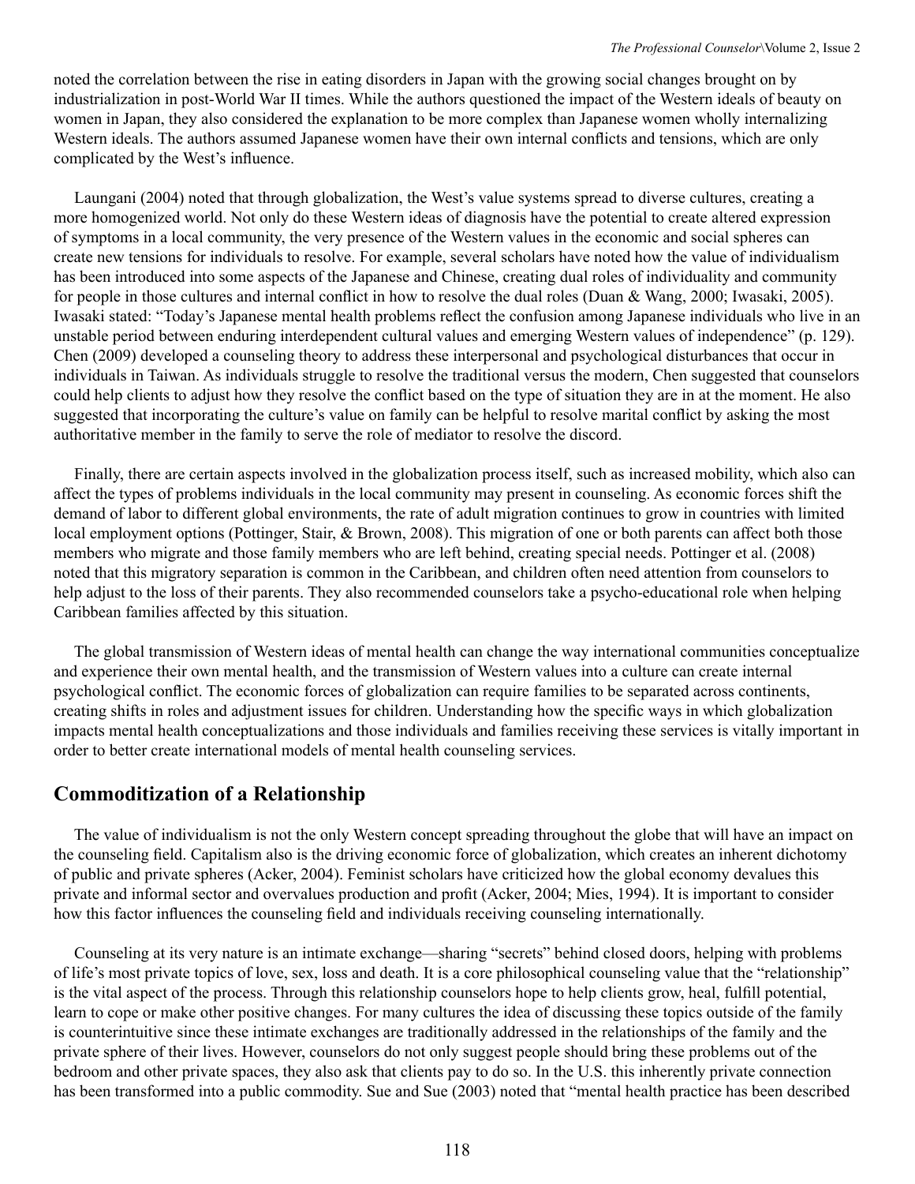noted the correlation between the rise in eating disorders in Japan with the growing social changes brought on by industrialization in post-World War II times. While the authors questioned the impact of the Western ideals of beauty on women in Japan, they also considered the explanation to be more complex than Japanese women wholly internalizing Western ideals. The authors assumed Japanese women have their own internal conflicts and tensions, which are only complicated by the West's influence.

Laungani (2004) noted that through globalization, the West's value systems spread to diverse cultures, creating a more homogenized world. Not only do these Western ideas of diagnosis have the potential to create altered expression of symptoms in a local community, the very presence of the Western values in the economic and social spheres can create new tensions for individuals to resolve. For example, several scholars have noted how the value of individualism has been introduced into some aspects of the Japanese and Chinese, creating dual roles of individuality and community for people in those cultures and internal conflict in how to resolve the dual roles (Duan & Wang, 2000; Iwasaki, 2005). Iwasaki stated: "Today's Japanese mental health problems reflect the confusion among Japanese individuals who live in an unstable period between enduring interdependent cultural values and emerging Western values of independence" (p. 129). Chen (2009) developed a counseling theory to address these interpersonal and psychological disturbances that occur in individuals in Taiwan. As individuals struggle to resolve the traditional versus the modern, Chen suggested that counselors could help clients to adjust how they resolve the conflict based on the type of situation they are in at the moment. He also suggested that incorporating the culture's value on family can be helpful to resolve marital conflict by asking the most authoritative member in the family to serve the role of mediator to resolve the discord.

Finally, there are certain aspects involved in the globalization process itself, such as increased mobility, which also can affect the types of problems individuals in the local community may present in counseling. As economic forces shift the demand of labor to different global environments, the rate of adult migration continues to grow in countries with limited local employment options (Pottinger, Stair, & Brown, 2008). This migration of one or both parents can affect both those members who migrate and those family members who are left behind, creating special needs. Pottinger et al. (2008) noted that this migratory separation is common in the Caribbean, and children often need attention from counselors to help adjust to the loss of their parents. They also recommended counselors take a psycho-educational role when helping Caribbean families affected by this situation.

The global transmission of Western ideas of mental health can change the way international communities conceptualize and experience their own mental health, and the transmission of Western values into a culture can create internal psychological conflict. The economic forces of globalization can require families to be separated across continents, creating shifts in roles and adjustment issues for children. Understanding how the specific ways in which globalization impacts mental health conceptualizations and those individuals and families receiving these services is vitally important in order to better create international models of mental health counseling services.

## Commoditization of a Relationship

The value of individualism is not the only Western concept spreading throughout the globe that will have an impact on the counseling field. Capitalism also is the driving economic force of globalization, which creates an inherent dichotomy of public and private spheres (Acker, 2004). Feminist scholars have criticized how the global economy devalues this private and informal sector and overvalues production and profit (Acker, 2004; Mies, 1994). It is important to consider how this factor influences the counseling field and individuals receiving counseling internationally.

Counseling at its very nature is an intimate exchange—sharing "secrets" behind closed doors, helping with problems of life's most private topics of love, sex, loss and death. It is a core philosophical counseling value that the "relationship" is the vital aspect of the process. Through this relationship counselors hope to help clients grow, heal, fulfill potential, learn to cope or make other positive changes. For many cultures the idea of discussing these topics outside of the family is counterintuitive since these intimate exchanges are traditionally addressed in the relationships of the family and the private sphere of their lives. However, counselors do not only suggest people should bring these problems out of the bedroom and other private spaces, they also ask that clients pay to do so. In the U.S. this inherently private connection has been transformed into a public commodity. Sue and Sue (2003) noted that "mental health practice has been described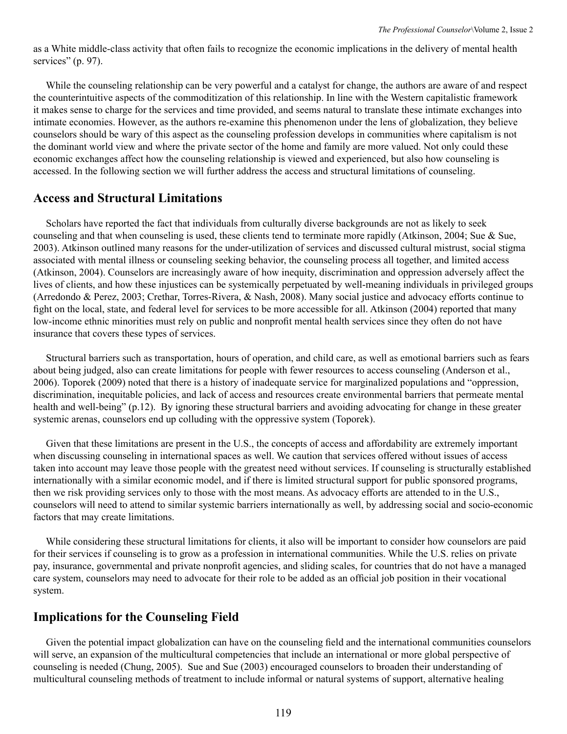as a White middle-class activity that often fails to recognize the economic implications in the delivery of mental health services" (p. 97).

While the counseling relationship can be very powerful and a catalyst for change, the authors are aware of and respect the counterintuitive aspects of the commoditization of this relationship. In line with the Western capitalistic framework it makes sense to charge for the services and time provided, and seems natural to translate these intimate exchanges into intimate economies. However, as the authors re-examine this phenomenon under the lens of globalization, they believe counselors should be wary of this aspect as the counseling profession develops in communities where capitalism is not the dominant world view and where the private sector of the home and family are more valued. Not only could these economic exchanges affect how the counseling relationship is viewed and experienced, but also how counseling is accessed. In the following section we will further address the access and structural limitations of counseling.

## Access and Structural Limitations

Scholars have reported the fact that individuals from culturally diverse backgrounds are not as likely to seek counseling and that when counseling is used, these clients tend to terminate more rapidly (Atkinson, 2004; Sue & Sue, 2003). Atkinson outlined many reasons for the under-utilization of services and discussed cultural mistrust, social stigma associated with mental illness or counseling seeking behavior, the counseling process all together, and limited access (Atkinson, 2004). Counselors are increasingly aware of how inequity, discrimination and oppression adversely affect the lives of clients, and how these injustices can be systemically perpetuated by well-meaning individuals in privileged groups (Arredondo & Perez, 2003; Crethar, Torres-Rivera, & Nash, 2008). Many social justice and advocacy efforts continue to fight on the local, state, and federal level for services to be more accessible for all. Atkinson (2004) reported that many low-income ethnic minorities must rely on public and nonprofit mental health services since they often do not have insurance that covers these types of services.

Structural barriers such as transportation, hours of operation, and child care, as well as emotional barriers such as fears about being judged, also can create limitations for people with fewer resources to access counseling (Anderson et al., 2006). Toporek (2009) noted that there is a history of inadequate service for marginalized populations and "oppression, discrimination, inequitable policies, and lack of access and resources create environmental barriers that permeate mental health and well-being" (p.12). By ignoring these structural barriers and avoiding advocating for change in these greater systemic arenas, counselors end up colluding with the oppressive system (Toporek).

Given that these limitations are present in the U.S., the concepts of access and affordability are extremely important when discussing counseling in international spaces as well. We caution that services offered without issues of access taken into account may leave those people with the greatest need without services. If counseling is structurally established internationally with a similar economic model, and if there is limited structural support for public sponsored programs, then we risk providing services only to those with the most means. As advocacy efforts are attended to in the U.S., counselors will need to attend to similar systemic barriers internationally as well, by addressing social and socio-economic factors that may create limitations.

While considering these structural limitations for clients, it also will be important to consider how counselors are paid for their services if counseling is to grow as a profession in international communities. While the U.S. relies on private pay, insurance, governmental and private nonprofit agencies, and sliding scales, for countries that do not have a managed care system, counselors may need to advocate for their role to be added as an official job position in their vocational system.

## Implications for the Counseling Field

Given the potential impact globalization can have on the counseling field and the international communities counselors will serve, an expansion of the multicultural competencies that include an international or more global perspective of counseling is needed (Chung, 2005). Sue and Sue (2003) encouraged counselors to broaden their understanding of multicultural counseling methods of treatment to include informal or natural systems of support, alternative healing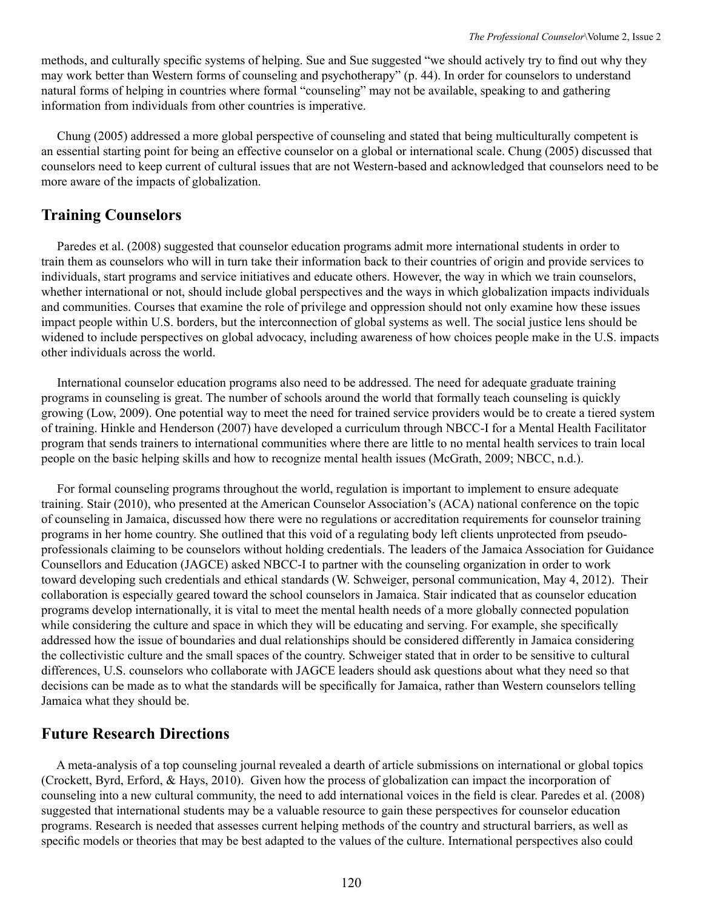methods, and culturally specific systems of helping. Sue and Sue suggested "we should actively try to find out why they may work better than Western forms of counseling and psychotherapy" (p. 44). In order for counselors to understand natural forms of helping in countries where formal "counseling" may not be available, speaking to and gathering information from individuals from other countries is imperative.

Chung (2005) addressed a more global perspective of counseling and stated that being multiculturally competent is an essential starting point for being an effective counselor on a global or international scale. Chung (2005) discussed that counselors need to keep current of cultural issues that are not Western-based and acknowledged that counselors need to be more aware of the impacts of globalization.

## Training Counselors

Paredes et al. (2008) suggested that counselor education programs admit more international students in order to train them as counselors who will in turn take their information back to their countries of origin and provide services to individuals, start programs and service initiatives and educate others. However, the way in which we train counselors, whether international or not, should include global perspectives and the ways in which globalization impacts individuals and communities. Courses that examine the role of privilege and oppression should not only examine how these issues impact people within U.S. borders, but the interconnection of global systems as well. The social justice lens should be widened to include perspectives on global advocacy, including awareness of how choices people make in the U.S. impacts other individuals across the world.

International counselor education programs also need to be addressed. The need for adequate graduate training programs in counseling is great. The number of schools around the world that formally teach counseling is quickly growing (Low, 2009). One potential way to meet the need for trained service providers would be to create a tiered system of training. Hinkle and Henderson (2007) have developed a curriculum through NBCC-I for a Mental Health Facilitator program that sends trainers to international communities where there are little to no mental health services to train local people on the basic helping skills and how to recognize mental health issues (McGrath, 2009; NBCC, n.d.).

For formal counseling programs throughout the world, regulation is important to implement to ensure adequate training. Stair (2010), who presented at the American Counselor Association's (ACA) national conference on the topic of counseling in Jamaica, discussed how there were no regulations or accreditation requirements for counselor training programs in her home country. She outlined that this void of a regulating body left clients unprotected from pseudo-professionals claiming to be counselors without holding credentials. The leaders of the Jamaica Association for Guidance Counsellors and Education (JAGCE) asked NBCC-I to partner with the counseling organization in order to work toward developing such credentials and ethical standards (W. Schweiger, personal communication, May 4, 2012). Their collaboration is especially geared toward the school counselors in Jamaica. Stair indicated that as counselor education programs develop internationally, it is vital to meet the mental health needs of a more globally connected population while considering the culture and space in which they will be educating and serving. For example, she specifically addressed how the issue of boundaries and dual relationships should be considered differently in Jamaica considering the collectivistic culture and the small spaces of the country. Schweiger stated that in order to be sensitive to cultural differences, U.S. counselors who collaborate with JAGCE leaders should ask questions about what they need so that decisions can be made as to what the standards will be specifically for Jamaica, rather than Western counselors telling Jamaica what they should be.

## Future Research Directions

A meta-analysis of a top counseling journal revealed a dearth of article submissions on international or global topics (Crockett, Byrd, Erford, & Hays, 2010). Given how the process of globalization can impact the incorporation of counseling into a new cultural community, the need to add international voices in the field is clear. Paredes et al. (2008) suggested that international students may be a valuable resource to gain these perspectives for counselor education programs. Research is needed that assesses current helping methods of the country and structural barriers, as well as specific models or theories that may be best adapted to the values of the culture. International perspectives also could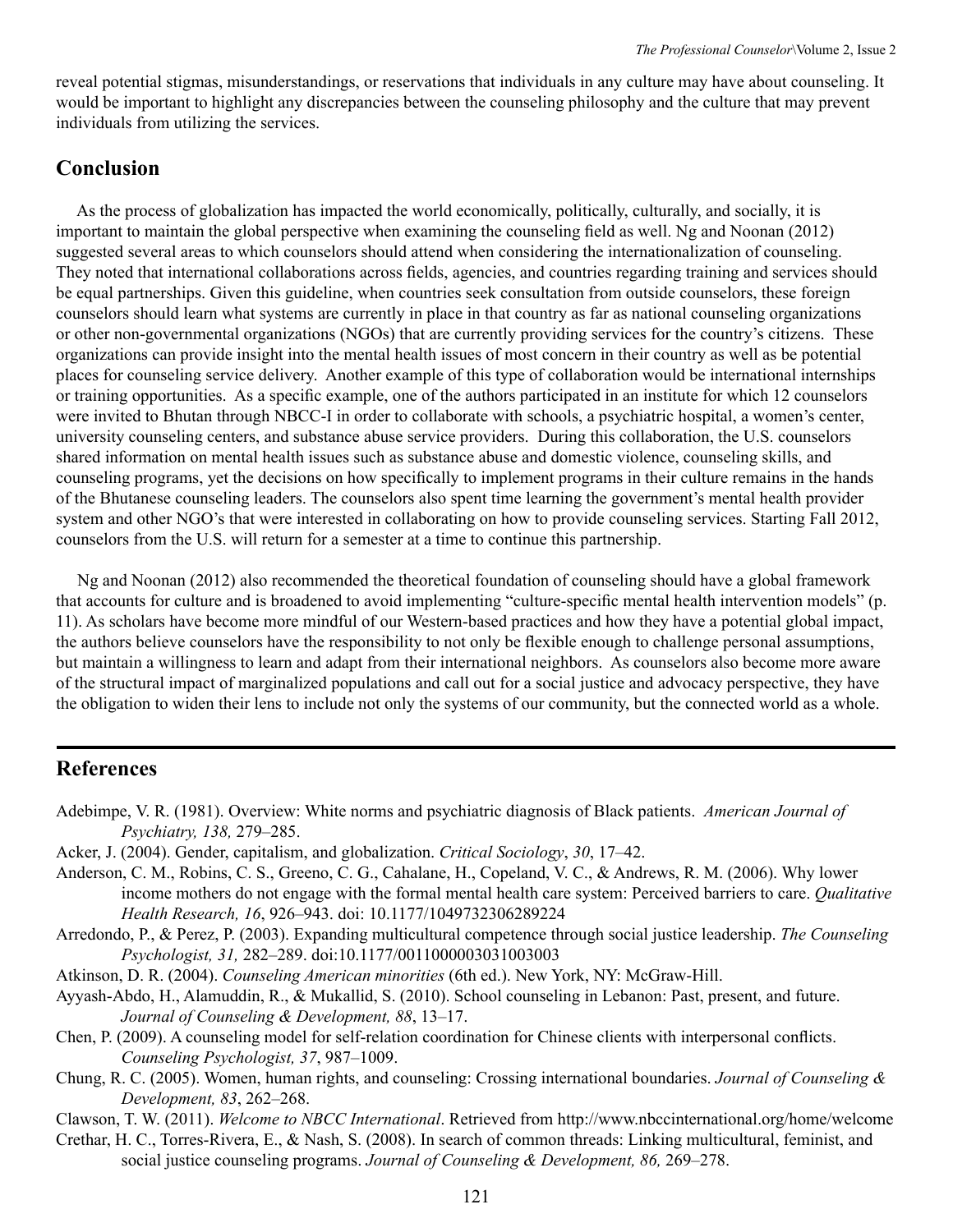reveal potential stigmas, misunderstandings, or reservations that individuals in any culture may have about counseling. It would be important to highlight any discrepancies between the counseling philosophy and the culture that may prevent individuals from utilizing the services.

## Conclusion

As the process of globalization has impacted the world economically, politically, culturally, and socially, it is important to maintain the global perspective when examining the counseling field as well. Ng and Noonan (2012) suggested several areas to which counselors should attend when considering the internationalization of counseling. They noted that international collaborations across fields, agencies, and countries regarding training and services should be equal partnerships. Given this guideline, when countries seek consultation from outside counselors, these foreign counselors should learn what systems are currently in place in that country as far as national counseling organizations or other non-governmental organizations (NGOs) that are currently providing services for the country's citizens. These organizations can provide insight into the mental health issues of most concern in their country as well as be potential places for counseling service delivery. Another example of this type of collaboration would be international internships or training opportunities. As a specific example, one of the authors participated in an institute for which 12 counselors were invited to Bhutan through NBCC-I in order to collaborate with schools, a psychiatric hospital, a women's center, university counseling centers, and substance abuse service providers. During this collaboration, the U.S. counselors shared information on mental health issues such as substance abuse and domestic violence, counseling skills, and counseling programs, yet the decisions on how specifically to implement programs in their culture remains in the hands of the Bhutanese counseling leaders. The counselors also spent time learning the government's mental health provider system and other NGO's that were interested in collaborating on how to provide counseling services. Starting Fall 2012, counselors from the U.S. will return for a semester at a time to continue this partnership.

Ng and Noonan (2012) also recommended the theoretical foundation of counseling should have a global framework that accounts for culture and is broadened to avoid implementing "culture-specific mental health intervention models" (p. 11). As scholars have become more mindful of our Western-based practices and how they have a potential global impact, the authors believe counselors have the responsibility to not only be flexible enough to challenge personal assumptions, but maintain a willingness to learn and adapt from their international neighbors. As counselors also become more aware of the structural impact of marginalized populations and call out for a social justice and advocacy perspective, they have the obligation to widen their lens to include not only the systems of our community, but the connected world as a whole.

## References

Adebimpe, V. R. (1981). Overview: White norms and psychiatric diagnosis of Black patients. *American Journal of Psychiatry, 138,* 279–285.

Acker, J. (2004). Gender, capitalism, and globalization. *Critical Sociology*, *30*, 17–42.

Anderson, C. M., Robins, C. S., Greeno, C. G., Cahalane, H., Copeland, V. C., & Andrews, R. M. (2006). Why lower income mothers do not engage with the formal mental health care system: Perceived barriers to care. *Qualitative Health Research, 16*, 926–943. doi: 10.1177/1049732306289224

Arredondo, P., & Perez, P. (2003). Expanding multicultural competence through social justice leadership. *The Counseling Psychologist, 31,* 282–289. doi:10.1177/0011000003031003003

Atkinson, D. R. (2004). *Counseling American minorities* (6th ed.). New York, NY: McGraw-Hill.

Ayyash-Abdo, H., Alamuddin, R., & Mukallid, S. (2010). School counseling in Lebanon: Past, present, and future. *Journal of Counseling & Development, 88*, 13–17.

Chen, P. (2009). A counseling model for self-relation coordination for Chinese clients with interpersonal conflicts. *Counseling Psychologist, 37*, 987–1009.

Chung, R. C. (2005). Women, human rights, and counseling: Crossing international boundaries. *Journal of Counseling & Development, 83*, 262–268.

Clawson, T. W. (2011). *Welcome to NBCC International*. Retrieved from http://www.nbccinternational.org/home/welcome

Crethar, H. C., Torres-Rivera, E., & Nash, S. (2008). In search of common threads: Linking multicultural, feminist, and social justice counseling programs. *Journal of Counseling & Development, 86,* 269–278.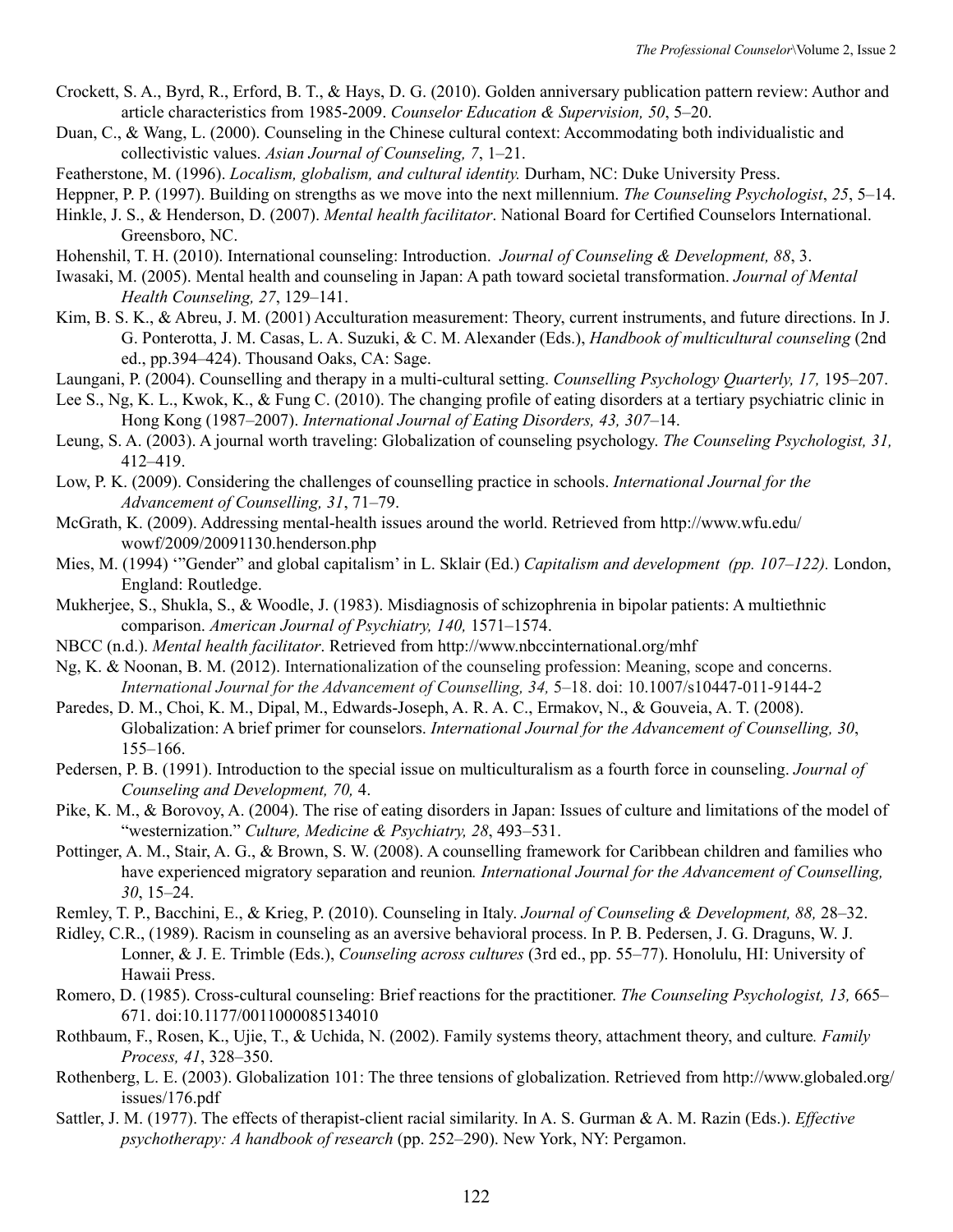Crockett, S. A., Byrd, R., Erford, B. T., & Hays, D. G. (2010). Golden anniversary publication pattern review: Author and article characteristics from 1985-2009. *Counselor Education & Supervision, 50*, 5–20.

Duan, C., & Wang, L. (2000). Counseling in the Chinese cultural context: Accommodating both individualistic and collectivistic values. *Asian Journal of Counseling, 7*, 1–21.

Featherstone, M. (1996). *Localism, globalism, and cultural identity.* Durham, NC: Duke University Press.

Heppner, P. P. (1997). Building on strengths as we move into the next millennium. *The Counseling Psychologist*, *25*, 5–14.

Hinkle, J. S., & Henderson, D. (2007). *Mental health facilitator*. National Board for Certified Counselors International. Greensboro, NC.

Hohenshil, T. H. (2010). International counseling: Introduction. *Journal of Counseling & Development, 88*, 3.

Iwasaki, M. (2005). Mental health and counseling in Japan: A path toward societal transformation. *Journal of Mental Health Counseling, 27*, 129–141.

Kim, B. S. K., & Abreu, J. M. (2001) Acculturation measurement: Theory, current instruments, and future directions. In J. G. Ponterotta, J. M. Casas, L. A. Suzuki, & C. M. Alexander (Eds.), *Handbook of multicultural counseling* (2nd ed., pp.394–424). Thousand Oaks, CA: Sage.

Laungani, P. (2004). Counselling and therapy in a multi-cultural setting. *Counselling Psychology Quarterly, 17,* 195–207.

Lee S., Ng, K. L., Kwok, K., & Fung C. (2010). The changing profile of eating disorders at a tertiary psychiatric clinic in Hong Kong (1987–2007). *International Journal of Eating Disorders, 43, 307*–14.

Leung, S. A. (2003). A journal worth traveling: Globalization of counseling psychology. *The Counseling Psychologist, 31,* 412–419.

Low, P. K. (2009). Considering the challenges of counselling practice in schools. *International Journal for the Advancement of Counselling, 31*, 71–79.

McGrath, K. (2009). Addressing mental-health issues around the world. Retrieved from http://www.wfu.edu/wowf/2009/20091130.henderson.php

Mies, M. (1994) '"Gender" and global capitalism' in L. Sklair (Ed.) *Capitalism and development (pp. 107–122).* London, England: Routledge.

Mukherjee, S., Shukla, S., & Woodle, J. (1983). Misdiagnosis of schizophrenia in bipolar patients: A multiethnic comparison. *American Journal of Psychiatry, 140,* 1571–1574.

NBCC (n.d.). *Mental health facilitator*. Retrieved from http://www.nbccinternational.org/mhf

Ng, K. & Noonan, B. M. (2012). Internationalization of the counseling profession: Meaning, scope and concerns. *International Journal for the Advancement of Counselling, 34,* 5–18. doi: 10.1007/s10447-011-9144-2

Paredes, D. M., Choi, K. M., Dipal, M., Edwards-Joseph, A. R. A. C., Ermakov, N., & Gouveia, A. T. (2008). Globalization: A brief primer for counselors. *International Journal for the Advancement of Counselling, 30*, 155–166.

Pedersen, P. B. (1991). Introduction to the special issue on multiculturalism as a fourth force in counseling. *Journal of Counseling and Development, 70,* 4.

Pike, K. M., & Borovoy, A. (2004). The rise of eating disorders in Japan: Issues of culture and limitations of the model of "westernization." *Culture, Medicine & Psychiatry, 28*, 493–531.

Pottinger, A. M., Stair, A. G., & Brown, S. W. (2008). A counselling framework for Caribbean children and families who have experienced migratory separation and reunion*. International Journal for the Advancement of Counselling, 30*, 15–24.

Remley, T. P., Bacchini, E., & Krieg, P. (2010). Counseling in Italy. *Journal of Counseling & Development, 88,* 28–32.

Ridley, C.R., (1989). Racism in counseling as an aversive behavioral process. In P. B. Pedersen, J. G. Draguns, W. J. Lonner, & J. E. Trimble (Eds.), *Counseling across cultures* (3rd ed., pp. 55–77). Honolulu, HI: University of Hawaii Press.

Romero, D. (1985). Cross-cultural counseling: Brief reactions for the practitioner. *The Counseling Psychologist, 13,* 665–671. doi:10.1177/0011000085134010

Rothbaum, F., Rosen, K., Ujie, T., & Uchida, N. (2002). Family systems theory, attachment theory, and culture*. Family Process, 41*, 328–350.

Rothenberg, L. E. (2003). Globalization 101: The three tensions of globalization. Retrieved from http://www.globaled.org/issues/176.pdf

Sattler, J. M. (1977). The effects of therapist-client racial similarity. In A. S. Gurman & A. M. Razin (Eds.). *Effective psychotherapy: A handbook of research* (pp. 252–290). New York, NY: Pergamon.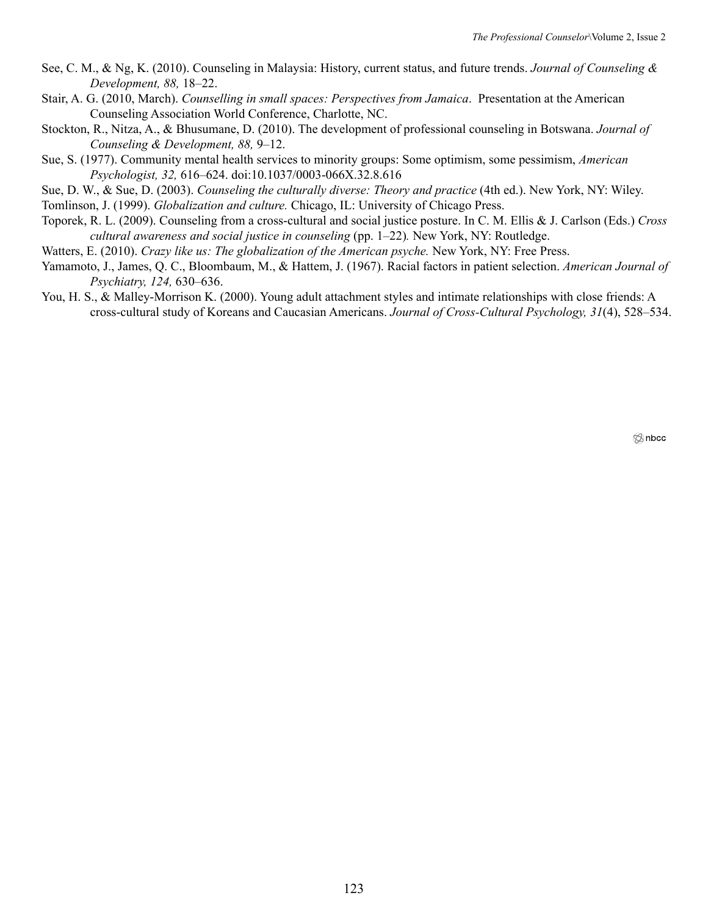See, C. M., & Ng, K. (2010). Counseling in Malaysia: History, current status, and future trends. *Journal of Counseling & Development, 88,* 18–22.

Stair, A. G. (2010, March). *Counselling in small spaces: Perspectives from Jamaica*. Presentation at the American Counseling Association World Conference, Charlotte, NC.

Stockton, R., Nitza, A., & Bhusumane, D. (2010). The development of professional counseling in Botswana. *Journal of Counseling & Development, 88,* 9–12.

Sue, S. (1977). Community mental health services to minority groups: Some optimism, some pessimism, *American Psychologist, 32,* 616–624. doi:10.1037/0003-066X.32.8.616

Sue, D. W., & Sue, D. (2003). *Counseling the culturally diverse: Theory and practice* (4th ed.). New York, NY: Wiley.

Tomlinson, J. (1999). *Globalization and culture.* Chicago, IL: University of Chicago Press.

Toporek, R. L. (2009). Counseling from a cross-cultural and social justice posture. In C. M. Ellis & J. Carlson (Eds.) *Cross cultural awareness and social justice in counseling* (pp. 1–22)*.* New York, NY: Routledge.

Watters, E. (2010). *Crazy like us: The globalization of the American psyche.* New York, NY: Free Press.

Yamamoto, J., James, Q. C., Bloombaum, M., & Hattem, J. (1967). Racial factors in patient selection. *American Journal of Psychiatry, 124,* 630–636.

You, H. S., & Malley-Morrison K. (2000). Young adult attachment styles and intimate relationships with close friends: A cross-cultural study of Koreans and Caucasian Americans. *Journal of Cross-Cultural Psychology, 31*(4), 528–534.